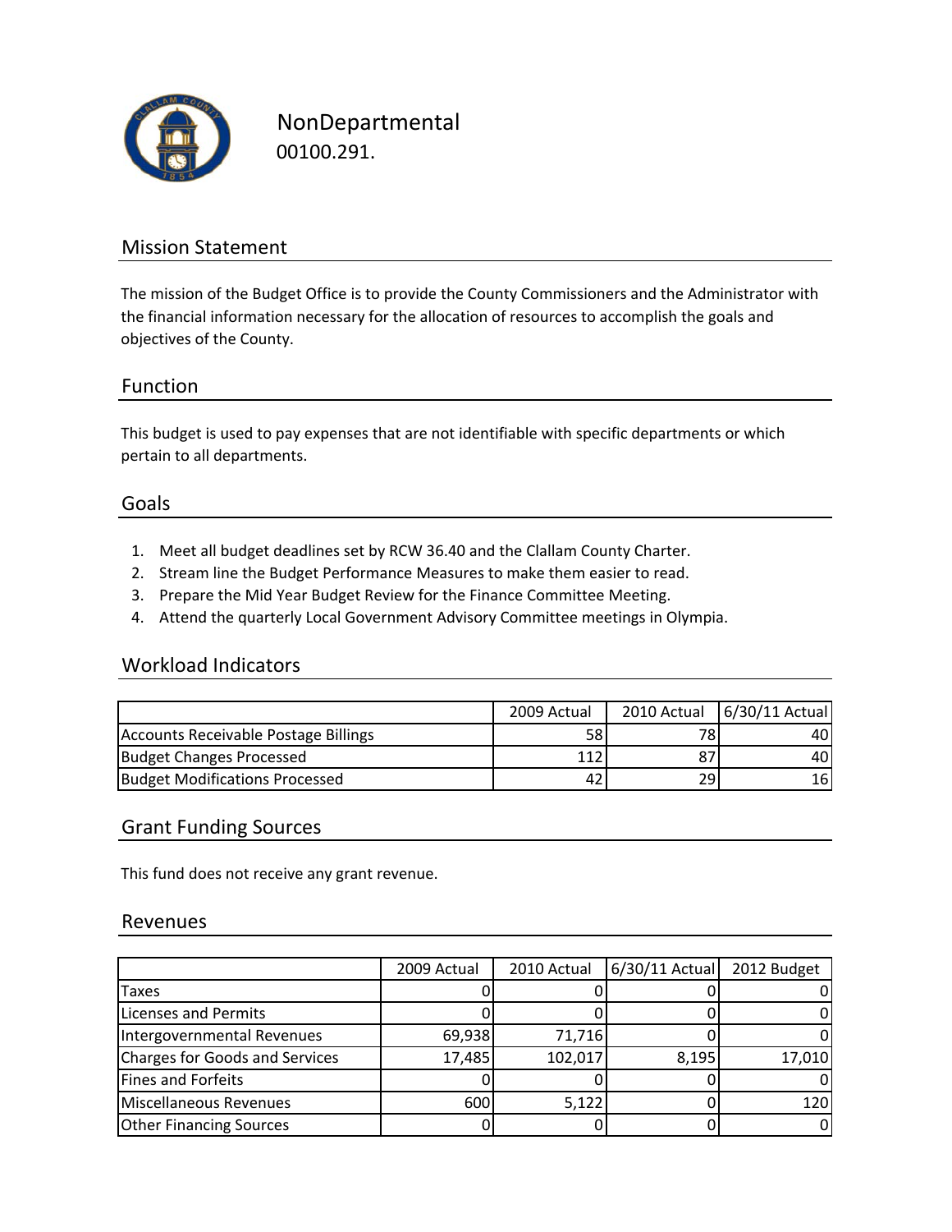# NonDepartmental

00100.291.

## Mission Statement

The mission of the Budget Office is to provide the County Commissioners and the Administrator with the financial information necessary for the allocation of resources to accomplish the goals and objectives of the County.

## Function

This budget is used to pay expenses that are not identifiable with specific departments or which pertain to all departments.

## Goals

1. Meet all budget deadlines set by RCW 36.40 and the Clallam County Charter.
2. Stream line the Budget Performance Measures to make them easier to read.
3. Prepare the Mid Year Budget Review for the Finance Committee Meeting.
4. Attend the quarterly Local Government Advisory Committee meetings in Olympia.

## Workload Indicators

| | 2009 Actual | 2010 Actual | 6/30/11 Actual |
|---|---|---|---|
| Accounts Receivable Postage Billings | 58 | 78 | 40 |
| Budget Changes Processed | 112 | 87 | 40 |
| Budget Modifications Processed | 42 | 29 | 16 |

## Grant Funding Sources

This fund does not receive any grant revenue.

## Revenues

| | 2009 Actual | 2010 Actual | 6/30/11 Actual | 2012 Budget |
|---|---|---|---|---|
| Taxes | 0 | 0 | 0 | 0 |
| Licenses and Permits | 0 | 0 | 0 | 0 |
| Intergovernmental Revenues | 69,938 | 71,716 | 0 | 0 |
| Charges for Goods and Services | 17,485 | 102,017 | 8,195 | 17,010 |
| Fines and Forfeits | 0 | 0 | 0 | 0 |
| Miscellaneous Revenues | 600 | 5,122 | 0 | 120 |
| Other Financing Sources | 0 | 0 | 0 | 0 |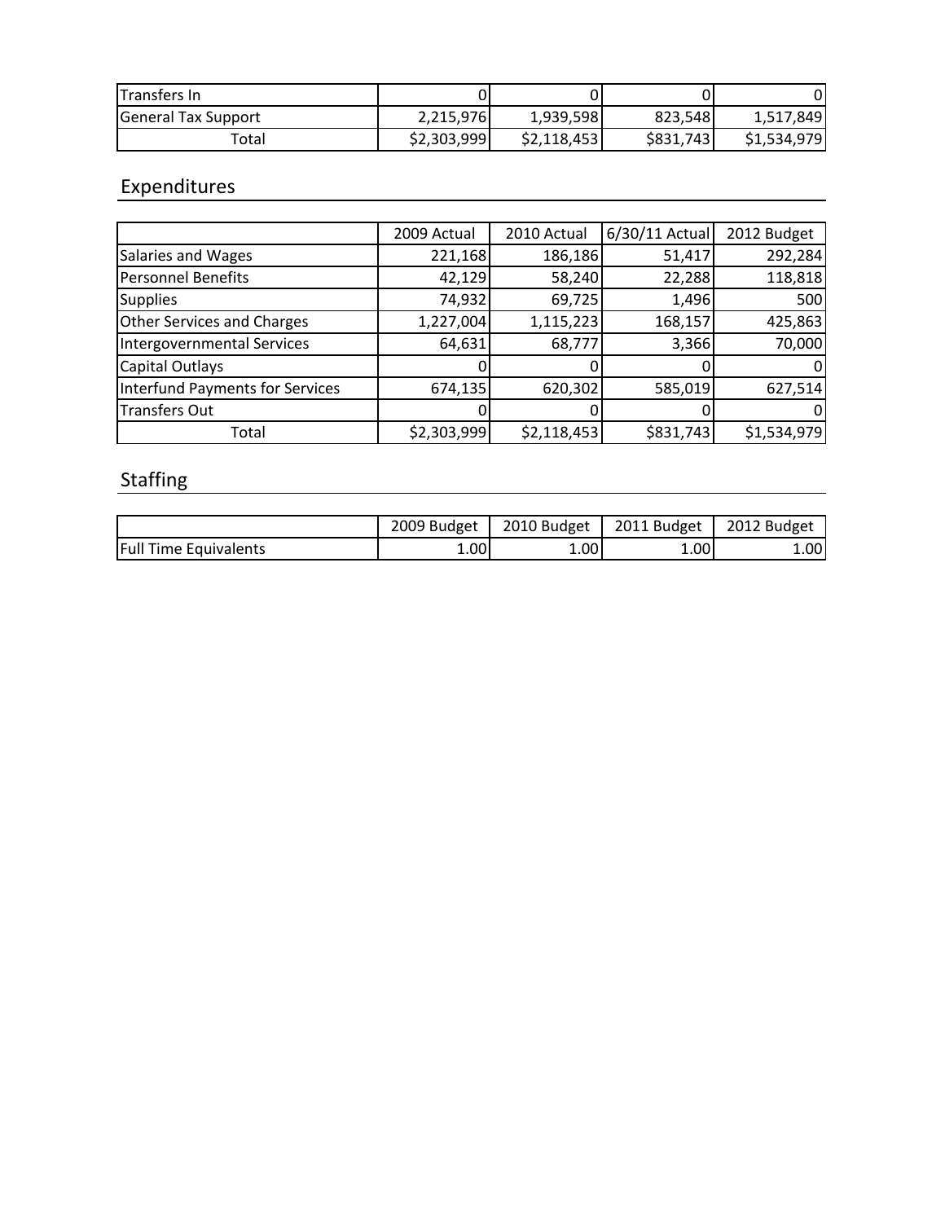| | | | | |
|---|---|---|---|---|
| Transfers In | 0 | 0 | 0 | 0 |
| General Tax Support | 2,215,976 | 1,939,598 | 823,548 | 1,517,849 |
| Total | $2,303,999 | $2,118,453 | $831,743 | $1,534,979 |

## Expenditures

| | 2009 Actual | 2010 Actual | 6/30/11 Actual | 2012 Budget |
|---|---|---|---|---|
| Salaries and Wages | 221,168 | 186,186 | 51,417 | 292,284 |
| Personnel Benefits | 42,129 | 58,240 | 22,288 | 118,818 |
| Supplies | 74,932 | 69,725 | 1,496 | 500 |
| Other Services and Charges | 1,227,004 | 1,115,223 | 168,157 | 425,863 |
| Intergovernmental Services | 64,631 | 68,777 | 3,366 | 70,000 |
| Capital Outlays | 0 | 0 | 0 | 0 |
| Interfund Payments for Services | 674,135 | 620,302 | 585,019 | 627,514 |
| Transfers Out | 0 | 0 | 0 | 0 |
| Total | $2,303,999 | $2,118,453 | $831,743 | $1,534,979 |

## Staffing

| | 2009 Budget | 2010 Budget | 2011 Budget | 2012 Budget |
|---|---|---|---|---|
| Full Time Equivalents | 1.00 | 1.00 | 1.00 | 1.00 |